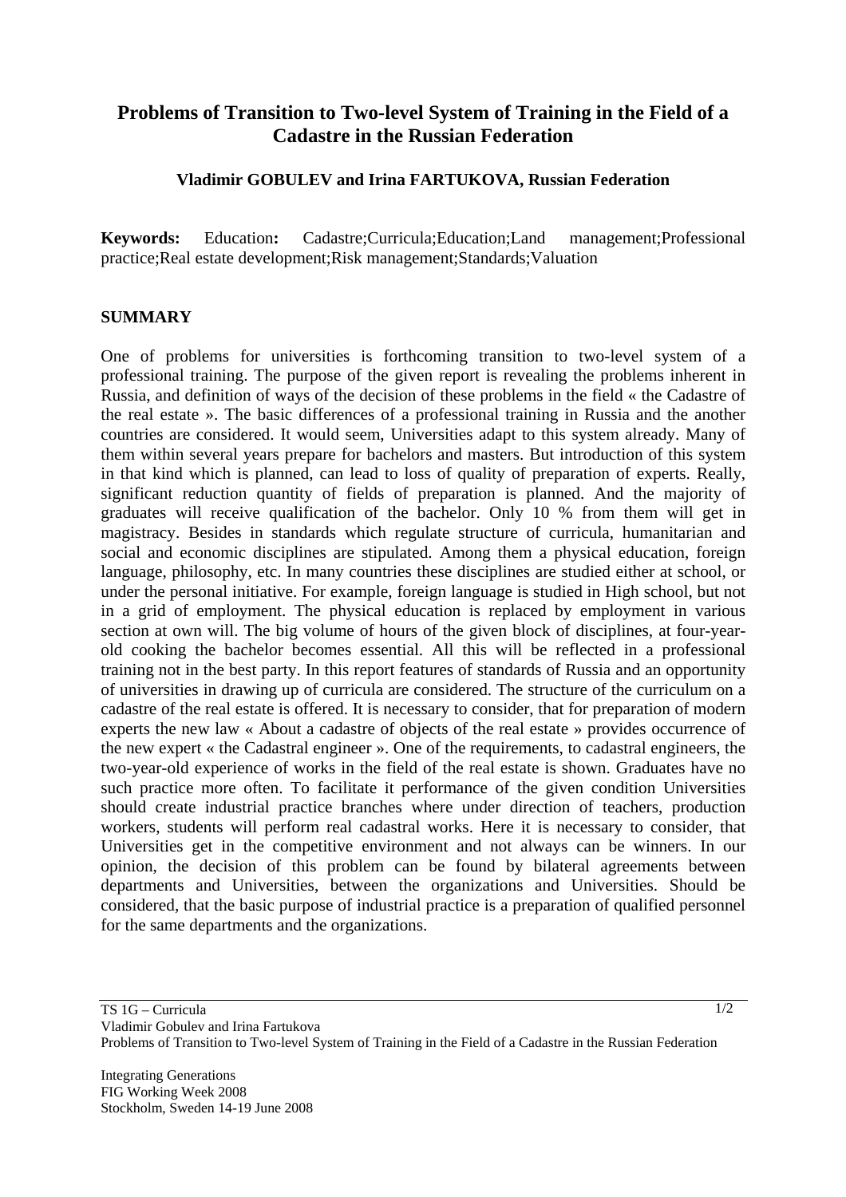# Problems of Transition to Two-level System of Training in the Field of a Cadastre in the Russian Federation

**Vladimir GOBULEV and Irina FARTUKOVA, Russian Federation**

**Keywords:** Education**:** Cadastre;Curricula;Education;Land management;Professional practice;Real estate development;Risk management;Standards;Valuation

## SUMMARY

One of problems for universities is forthcoming transition to two-level system of a professional training. The purpose of the given report is revealing the problems inherent in Russia, and definition of ways of the decision of these problems in the field « the Cadastre of the real estate ». The basic differences of a professional training in Russia and the another countries are considered. It would seem, Universities adapt to this system already. Many of them within several years prepare for bachelors and masters. But introduction of this system in that kind which is planned, can lead to loss of quality of preparation of experts. Really, significant reduction quantity of fields of preparation is planned. And the majority of graduates will receive qualification of the bachelor. Only 10 % from them will get in magistracy. Besides in standards which regulate structure of curricula, humanitarian and social and economic disciplines are stipulated. Among them a physical education, foreign language, philosophy, etc. In many countries these disciplines are studied either at school, or under the personal initiative. For example, foreign language is studied in High school, but not in a grid of employment. The physical education is replaced by employment in various section at own will. The big volume of hours of the given block of disciplines, at four-year-old cooking the bachelor becomes essential. All this will be reflected in a professional training not in the best party. In this report features of standards of Russia and an opportunity of universities in drawing up of curricula are considered. The structure of the curriculum on a cadastre of the real estate is offered. It is necessary to consider, that for preparation of modern experts the new law « About a cadastre of objects of the real estate » provides occurrence of the new expert « the Cadastral engineer ». One of the requirements, to cadastral engineers, the two-year-old experience of works in the field of the real estate is shown. Graduates have no such practice more often. To facilitate it performance of the given condition Universities should create industrial practice branches where under direction of teachers, production workers, students will perform real cadastral works. Here it is necessary to consider, that Universities get in the competitive environment and not always can be winners. In our opinion, the decision of this problem can be found by bilateral agreements between departments and Universities, between the organizations and Universities. Should be considered, that the basic purpose of industrial practice is a preparation of qualified personnel for the same departments and the organizations.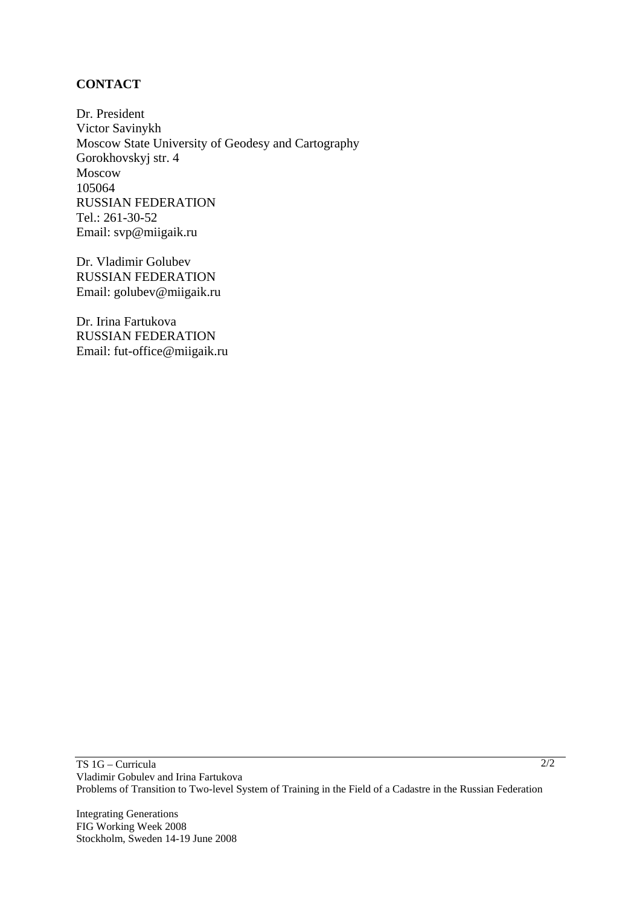## CONTACT

Dr. President
Victor Savinykh
Moscow State University of Geodesy and Cartography
Gorokhovskyj str. 4
Moscow
105064
RUSSIAN FEDERATION
Tel.: 261-30-52
Email: svp@miigaik.ru

Dr. Vladimir Golubev
RUSSIAN FEDERATION
Email: golubev@miigaik.ru

Dr. Irina Fartukova
RUSSIAN FEDERATION
Email: fut-office@miigaik.ru